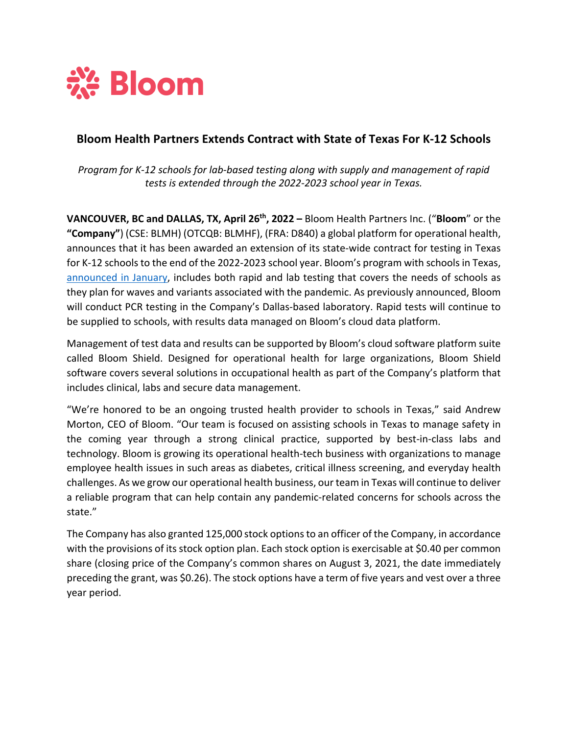Bloom

# Bloom Health Partners Extends Contract with State of Texas For K-12 Schools

*Program for K-12 schools for lab-based testing along with supply and management of rapid tests is extended through the 2022-2023 school year in Texas.*

**VANCOUVER, BC and DALLAS, TX, April 26th, 2022 –** Bloom Health Partners Inc. ("**Bloom**" or the **"Company"**) (CSE: BLMH) (OTCQB: BLMHF), (FRA: D840) a global platform for operational health, announces that it has been awarded an extension of its state-wide contract for testing in Texas for K-12 schools to the end of the 2022-2023 school year. Bloom's program with schools in Texas, announced in January, includes both rapid and lab testing that covers the needs of schools as they plan for waves and variants associated with the pandemic. As previously announced, Bloom will conduct PCR testing in the Company's Dallas-based laboratory. Rapid tests will continue to be supplied to schools, with results data managed on Bloom's cloud data platform.

Management of test data and results can be supported by Bloom's cloud software platform suite called Bloom Shield. Designed for operational health for large organizations, Bloom Shield software covers several solutions in occupational health as part of the Company's platform that includes clinical, labs and secure data management.

"We're honored to be an ongoing trusted health provider to schools in Texas," said Andrew Morton, CEO of Bloom. "Our team is focused on assisting schools in Texas to manage safety in the coming year through a strong clinical practice, supported by best-in-class labs and technology. Bloom is growing its operational health-tech business with organizations to manage employee health issues in such areas as diabetes, critical illness screening, and everyday health challenges. As we grow our operational health business, our team in Texas will continue to deliver a reliable program that can help contain any pandemic-related concerns for schools across the state."

The Company has also granted 125,000 stock options to an officer of the Company, in accordance with the provisions of its stock option plan. Each stock option is exercisable at $0.40 per common share (closing price of the Company's common shares on August 3, 2021, the date immediately preceding the grant, was $0.26). The stock options have a term of five years and vest over a three year period.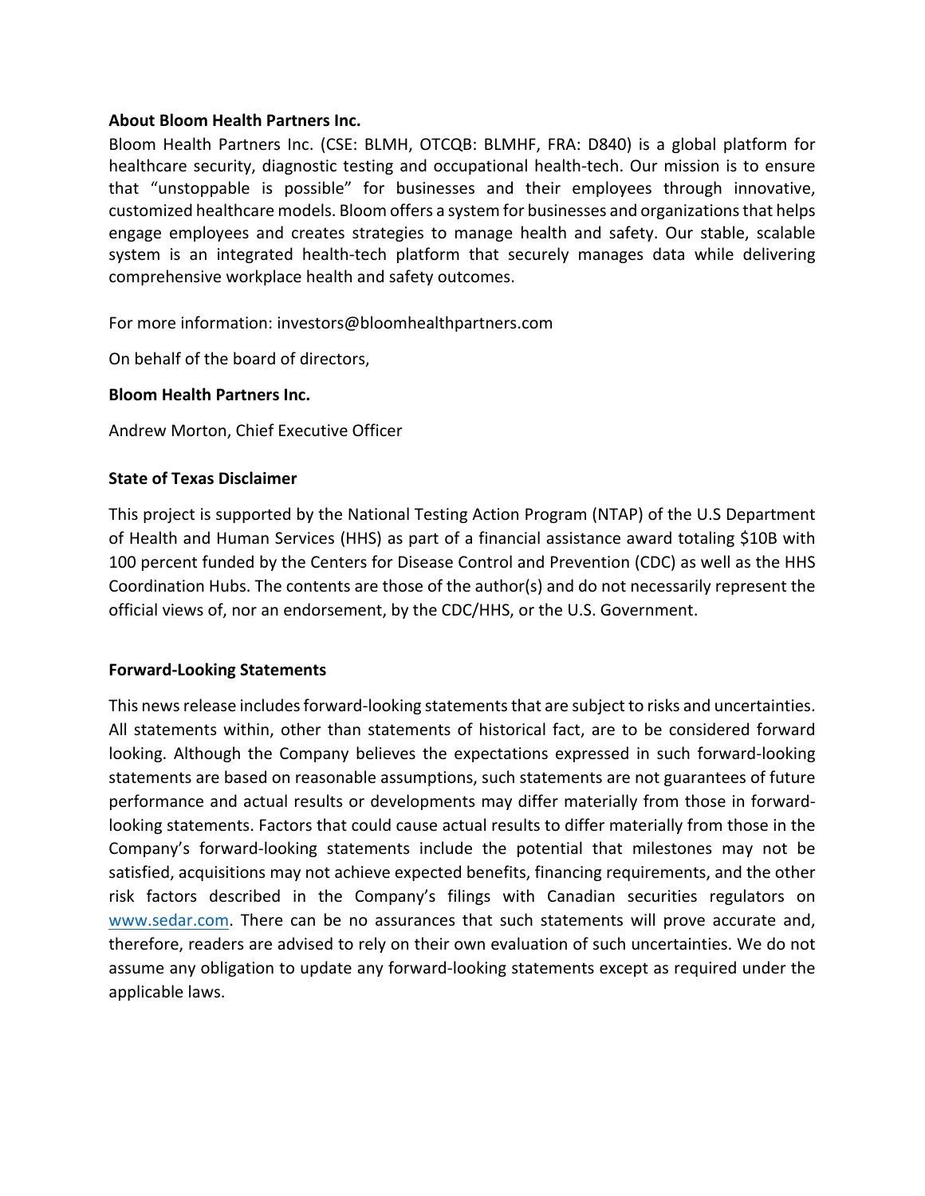**About Bloom Health Partners Inc.**

Bloom Health Partners Inc. (CSE: BLMH, OTCQB: BLMHF, FRA: D840) is a global platform for healthcare security, diagnostic testing and occupational health-tech. Our mission is to ensure that "unstoppable is possible" for businesses and their employees through innovative, customized healthcare models. Bloom offers a system for businesses and organizations that helps engage employees and creates strategies to manage health and safety. Our stable, scalable system is an integrated health-tech platform that securely manages data while delivering comprehensive workplace health and safety outcomes.

For more information: investors@bloomhealthpartners.com

On behalf of the board of directors,

**Bloom Health Partners Inc.**

Andrew Morton, Chief Executive Officer

**State of Texas Disclaimer**

This project is supported by the National Testing Action Program (NTAP) of the U.S Department of Health and Human Services (HHS) as part of a financial assistance award totaling $10B with 100 percent funded by the Centers for Disease Control and Prevention (CDC) as well as the HHS Coordination Hubs. The contents are those of the author(s) and do not necessarily represent the official views of, nor an endorsement, by the CDC/HHS, or the U.S. Government.

**Forward-Looking Statements**

This news release includes forward-looking statements that are subject to risks and uncertainties. All statements within, other than statements of historical fact, are to be considered forward looking. Although the Company believes the expectations expressed in such forward-looking statements are based on reasonable assumptions, such statements are not guarantees of future performance and actual results or developments may differ materially from those in forward-looking statements. Factors that could cause actual results to differ materially from those in the Company's forward-looking statements include the potential that milestones may not be satisfied, acquisitions may not achieve expected benefits, financing requirements, and the other risk factors described in the Company's filings with Canadian securities regulators on www.sedar.com. There can be no assurances that such statements will prove accurate and, therefore, readers are advised to rely on their own evaluation of such uncertainties. We do not assume any obligation to update any forward-looking statements except as required under the applicable laws.